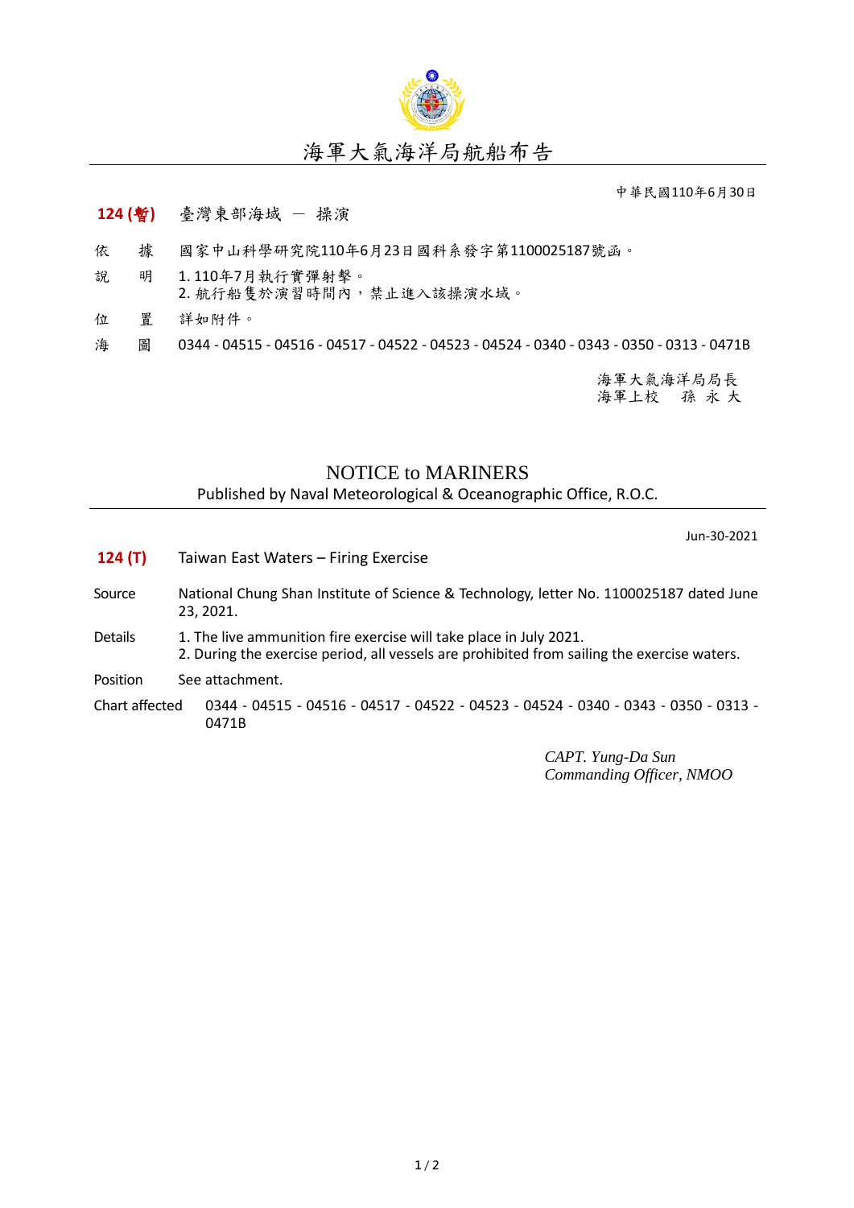# 海軍大氣海洋局航船布告

中華民國110年6月30日

**124 (暫)** 臺灣東部海域 － 操演

依　據　國家中山科學研究院110年6月23日國科系發字第1100025187號函。

說　明　1. 110年7月執行實彈射擊。
2. 航行船隻於演習時間內，禁止進入該操演水域。

位　置　詳如附件。

海　圖　0344 - 04515 - 04516 - 04517 - 04522 - 04523 - 04524 - 0340 - 0343 - 0350 - 0313 - 0471B

海軍大氣海洋局局長
海軍上校　孫 永 大

# NOTICE to MARINERS

Published by Naval Meteorological & Oceanographic Office, R.O.C.

Jun-30-2021

**124 (T)** Taiwan East Waters – Firing Exercise

Source: National Chung Shan Institute of Science & Technology, letter No. 1100025187 dated June 23, 2021.

Details:
1. The live ammunition fire exercise will take place in July 2021.
2. During the exercise period, all vessels are prohibited from sailing the exercise waters.

Position: See attachment.

Chart affected: 0344 - 04515 - 04516 - 04517 - 04522 - 04523 - 04524 - 0340 - 0343 - 0350 - 0313 - 0471B

*CAPT. Yung-Da Sun*
*Commanding Officer, NMOO*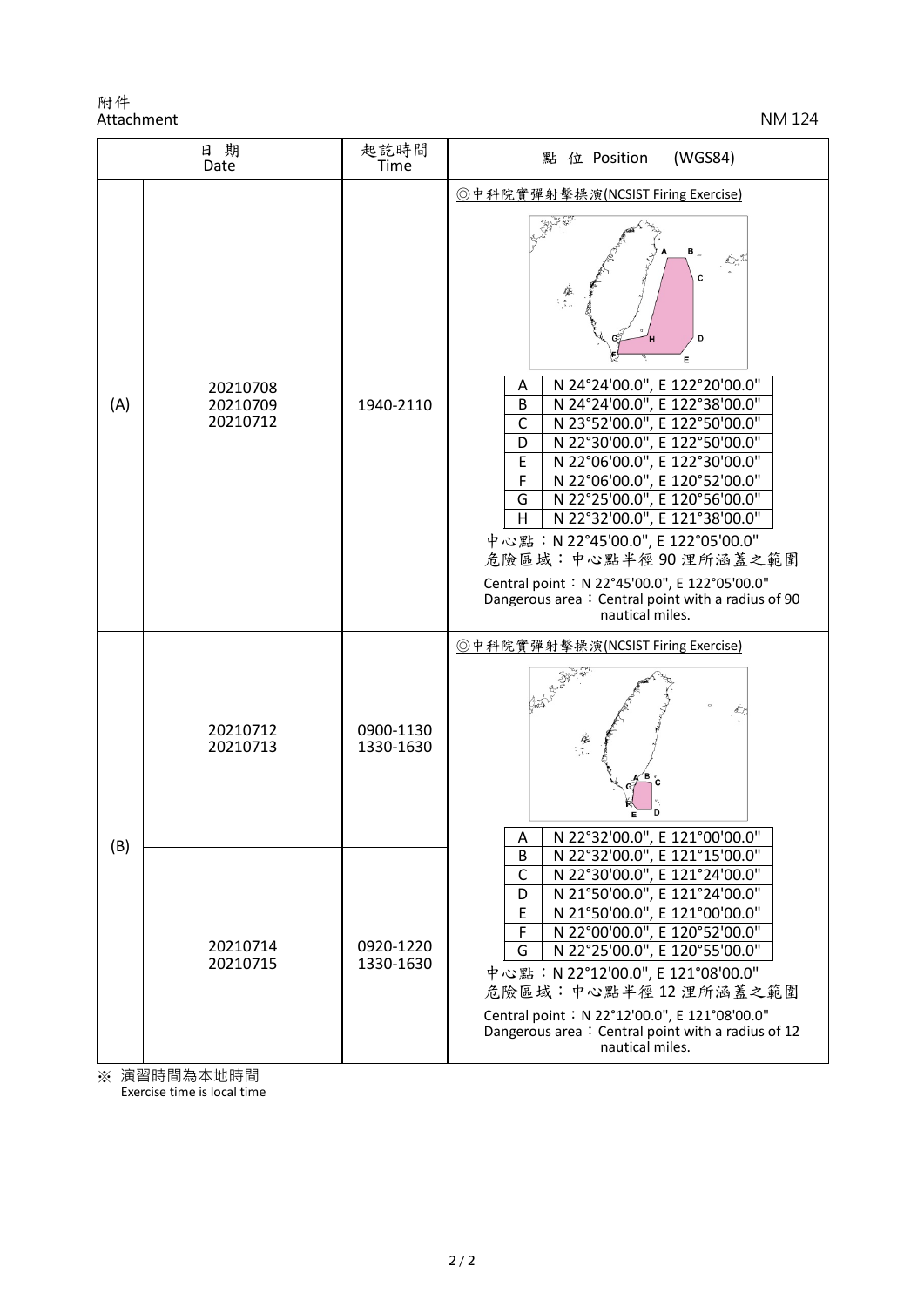附件
Attachment

NM 124

| 日 期 Date | | 起訖時間 Time | 點 位 Position (WGS84) |
|---|---|---|---|
| (A) | 20210708<br>20210709<br>20210712 | 1940-2110 | ◎中科院實彈射擊操演(NCSIST Firing Exercise)<br>A: N 24°24'00.0", E 122°20'00.0"<br>B: N 24°24'00.0", E 122°38'00.0"<br>C: N 23°52'00.0", E 122°50'00.0"<br>D: N 22°30'00.0", E 122°50'00.0"<br>E: N 22°06'00.0", E 122°30'00.0"<br>F: N 22°06'00.0", E 120°52'00.0"<br>G: N 22°25'00.0", E 120°56'00.0"<br>H: N 22°32'00.0", E 121°38'00.0"<br>中心點：N 22°45'00.0", E 122°05'00.0"<br>危險區域：中心點半徑 90 浬所涵蓋之範圍<br>Central point：N 22°45'00.0", E 122°05'00.0"<br>Dangerous area：Central point with a radius of 90 nautical miles. |
| (B) | 20210712<br>20210713 | 0900-1130<br>1330-1630 | ◎中科院實彈射擊操演(NCSIST Firing Exercise)<br>A: N 22°32'00.0", E 121°00'00.0"<br>B: N 22°32'00.0", E 121°15'00.0"<br>C: N 22°30'00.0", E 121°24'00.0"<br>D: N 21°50'00.0", E 121°24'00.0"<br>E: N 21°50'00.0", E 121°00'00.0"<br>F: N 22°00'00.0", E 120°52'00.0"<br>G: N 22°25'00.0", E 120°55'00.0"<br>中心點：N 22°12'00.0", E 121°08'00.0"<br>危險區域：中心點半徑 12 浬所涵蓋之範圍<br>Central point：N 22°12'00.0", E 121°08'00.0"<br>Dangerous area：Central point with a radius of 12 nautical miles. |
| | 20210714<br>20210715 | 0920-1220<br>1330-1630 | |

※ 演習時間為本地時間
Exercise time is local time